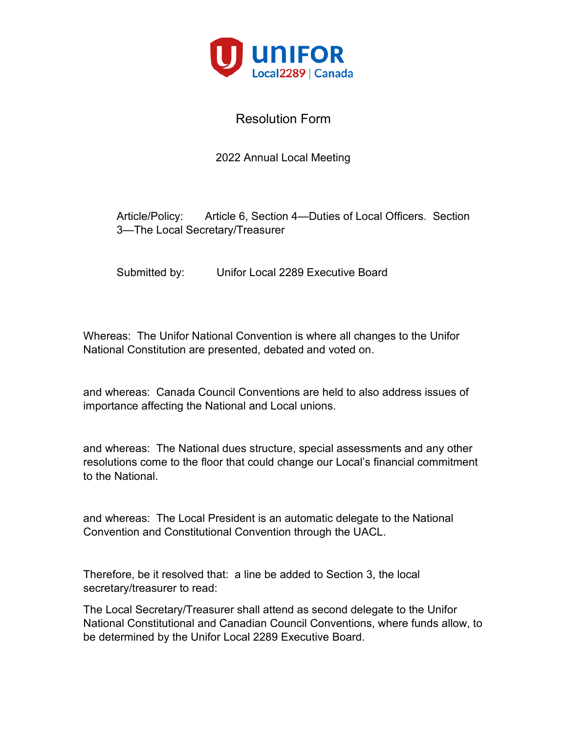UNIFOR Local2289 | Canada

# Resolution Form

2022 Annual Local Meeting

Article/Policy: Article 6, Section 4—Duties of Local Officers. Section 3—The Local Secretary/Treasurer

Submitted by: Unifor Local 2289 Executive Board

Whereas: The Unifor National Convention is where all changes to the Unifor National Constitution are presented, debated and voted on.

and whereas: Canada Council Conventions are held to also address issues of importance affecting the National and Local unions.

and whereas: The National dues structure, special assessments and any other resolutions come to the floor that could change our Local's financial commitment to the National.

and whereas: The Local President is an automatic delegate to the National Convention and Constitutional Convention through the UACL.

Therefore, be it resolved that: a line be added to Section 3, the local secretary/treasurer to read:

The Local Secretary/Treasurer shall attend as second delegate to the Unifor National Constitutional and Canadian Council Conventions, where funds allow, to be determined by the Unifor Local 2289 Executive Board.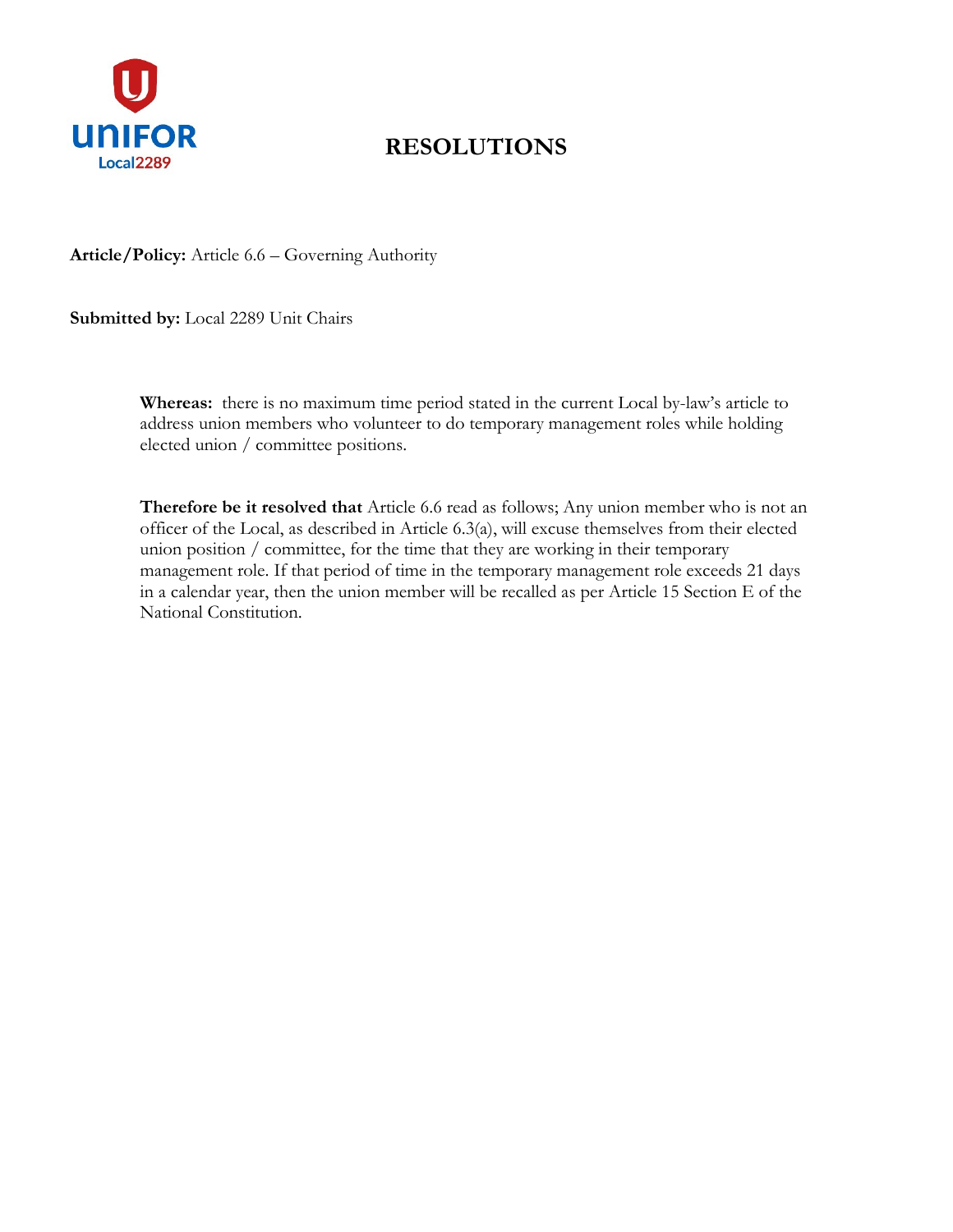# RESOLUTIONS

**Article/Policy:** Article 6.6 – Governing Authority

**Submitted by:** Local 2289 Unit Chairs

**Whereas:** there is no maximum time period stated in the current Local by-law's article to address union members who volunteer to do temporary management roles while holding elected union / committee positions.

**Therefore be it resolved that** Article 6.6 read as follows; Any union member who is not an officer of the Local, as described in Article 6.3(a), will excuse themselves from their elected union position / committee, for the time that they are working in their temporary management role. If that period of time in the temporary management role exceeds 21 days in a calendar year, then the union member will be recalled as per Article 15 Section E of the National Constitution.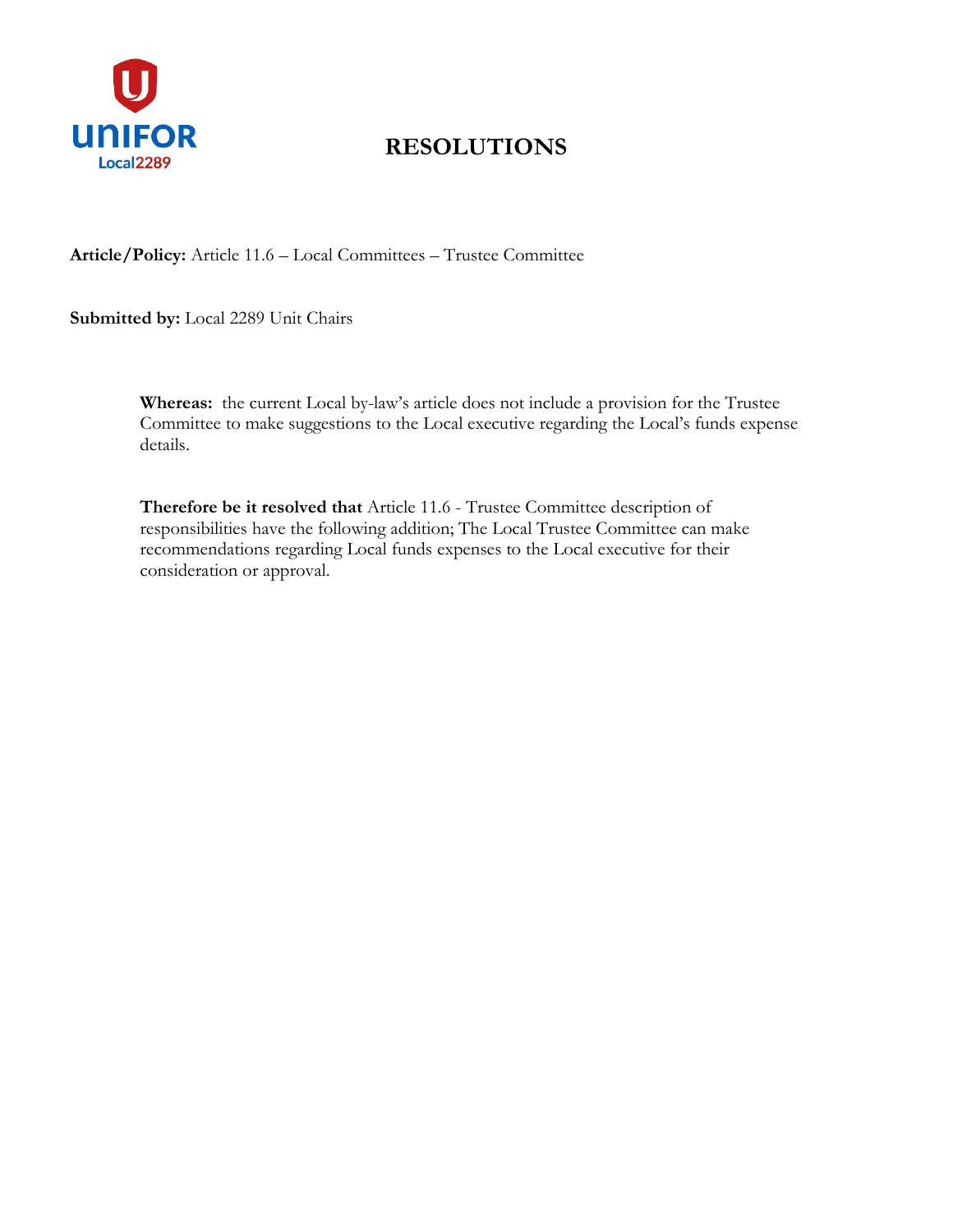# RESOLUTIONS

**Article/Policy:** Article 11.6 – Local Committees – Trustee Committee

**Submitted by:** Local 2289 Unit Chairs

**Whereas:** the current Local by-law's article does not include a provision for the Trustee Committee to make suggestions to the Local executive regarding the Local's funds expense details.

**Therefore be it resolved that** Article 11.6 - Trustee Committee description of responsibilities have the following addition; The Local Trustee Committee can make recommendations regarding Local funds expenses to the Local executive for their consideration or approval.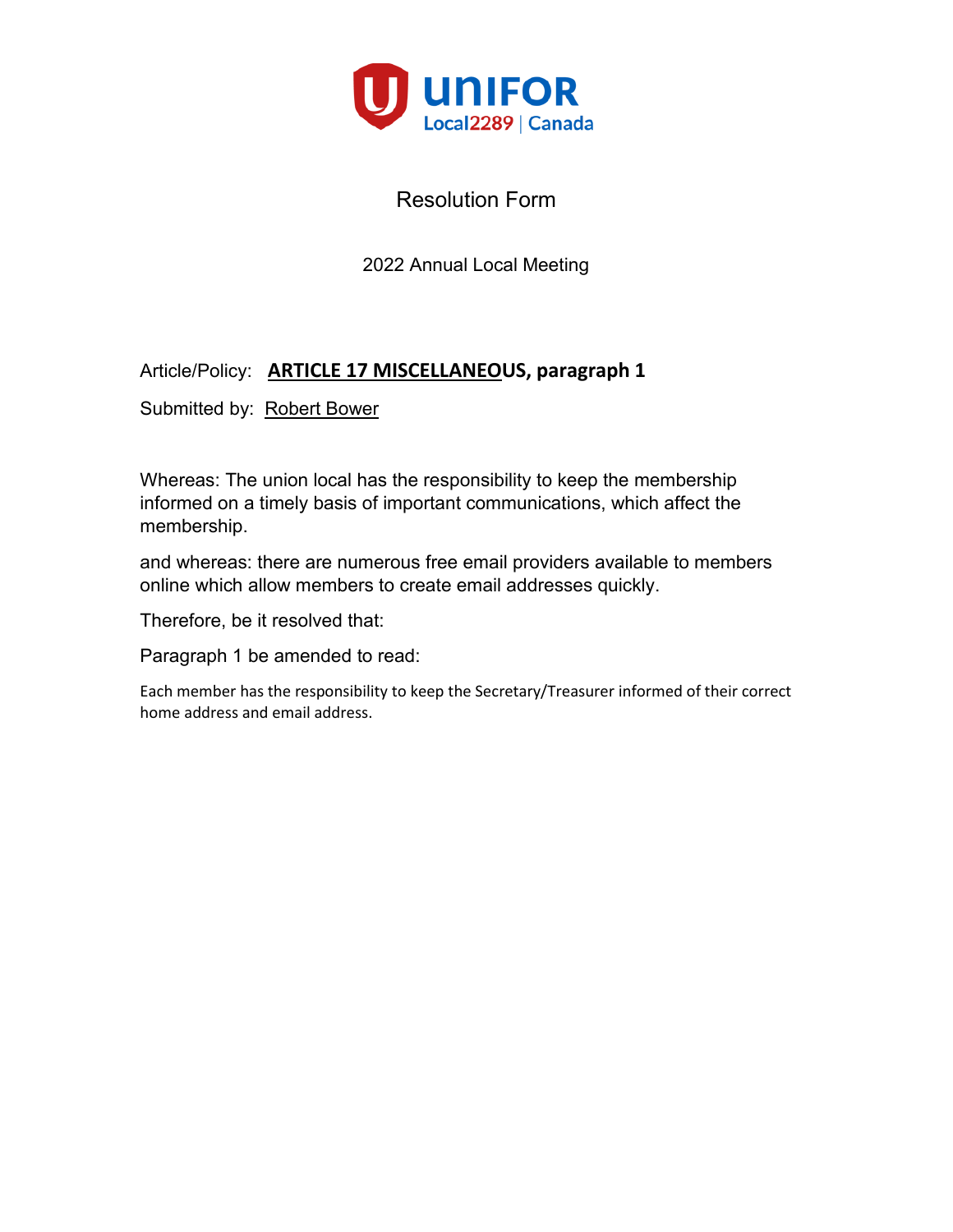UNIFOR Local2289 | Canada

# Resolution Form

2022 Annual Local Meeting

Article/Policy: **ARTICLE 17 MISCELLANEOUS, paragraph 1**

Submitted by: Robert Bower

Whereas: The union local has the responsibility to keep the membership informed on a timely basis of important communications, which affect the membership.

and whereas: there are numerous free email providers available to members online which allow members to create email addresses quickly.

Therefore, be it resolved that:

Paragraph 1 be amended to read:

Each member has the responsibility to keep the Secretary/Treasurer informed of their correct home address and email address.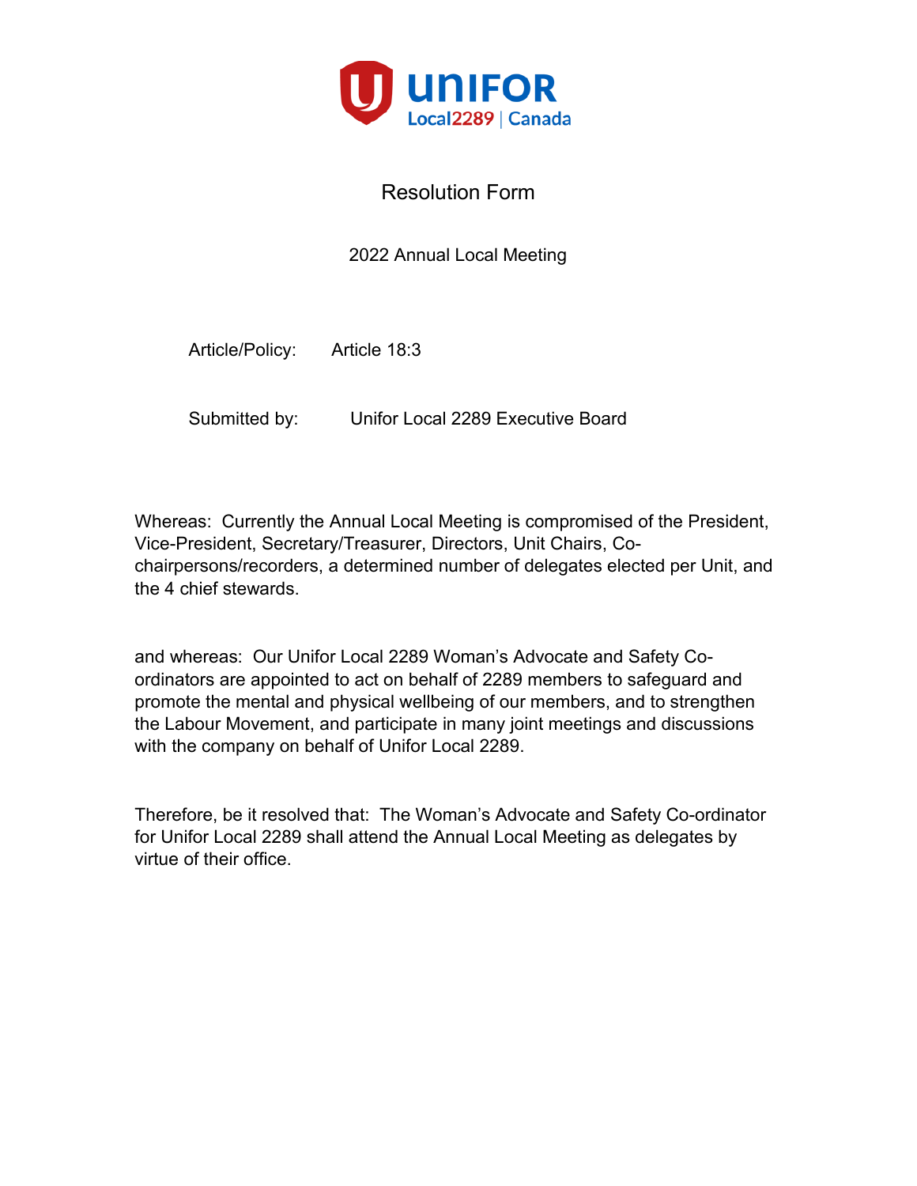UNIFOR
Local2289 | Canada

# Resolution Form

2022 Annual Local Meeting

Article/Policy: Article 18:3

Submitted by: Unifor Local 2289 Executive Board

Whereas: Currently the Annual Local Meeting is compromised of the President, Vice-President, Secretary/Treasurer, Directors, Unit Chairs, Co-chairpersons/recorders, a determined number of delegates elected per Unit, and the 4 chief stewards.

and whereas: Our Unifor Local 2289 Woman's Advocate and Safety Co-ordinators are appointed to act on behalf of 2289 members to safeguard and promote the mental and physical wellbeing of our members, and to strengthen the Labour Movement, and participate in many joint meetings and discussions with the company on behalf of Unifor Local 2289.

Therefore, be it resolved that: The Woman's Advocate and Safety Co-ordinator for Unifor Local 2289 shall attend the Annual Local Meeting as delegates by virtue of their office.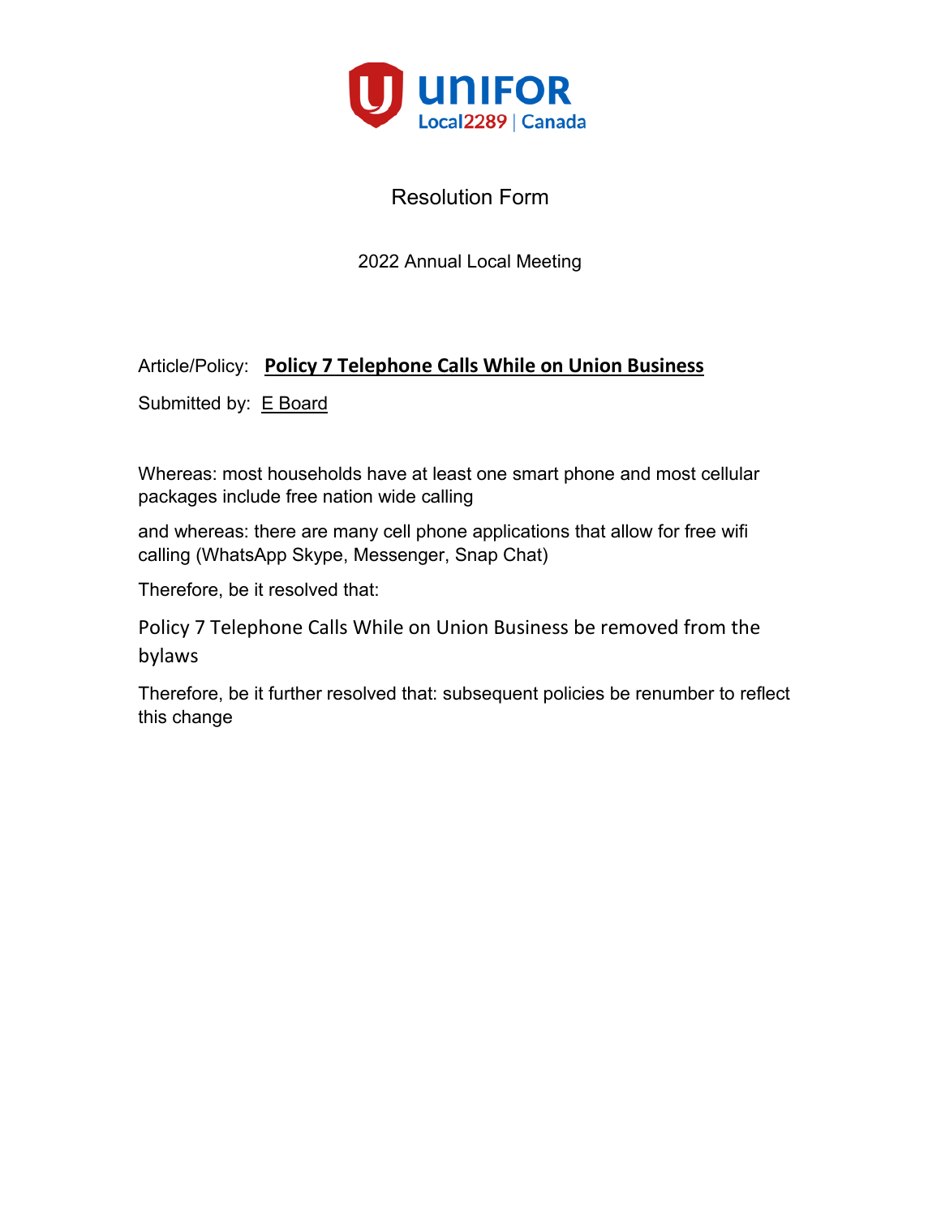UNIFOR
Local2289 | Canada

# Resolution Form

2022 Annual Local Meeting

Article/Policy: **Policy 7 Telephone Calls While on Union Business**

Submitted by: E Board

Whereas: most households have at least one smart phone and most cellular packages include free nation wide calling

and whereas: there are many cell phone applications that allow for free wifi calling (WhatsApp Skype, Messenger, Snap Chat)

Therefore, be it resolved that:

Policy 7 Telephone Calls While on Union Business be removed from the bylaws

Therefore, be it further resolved that: subsequent policies be renumber to reflect this change